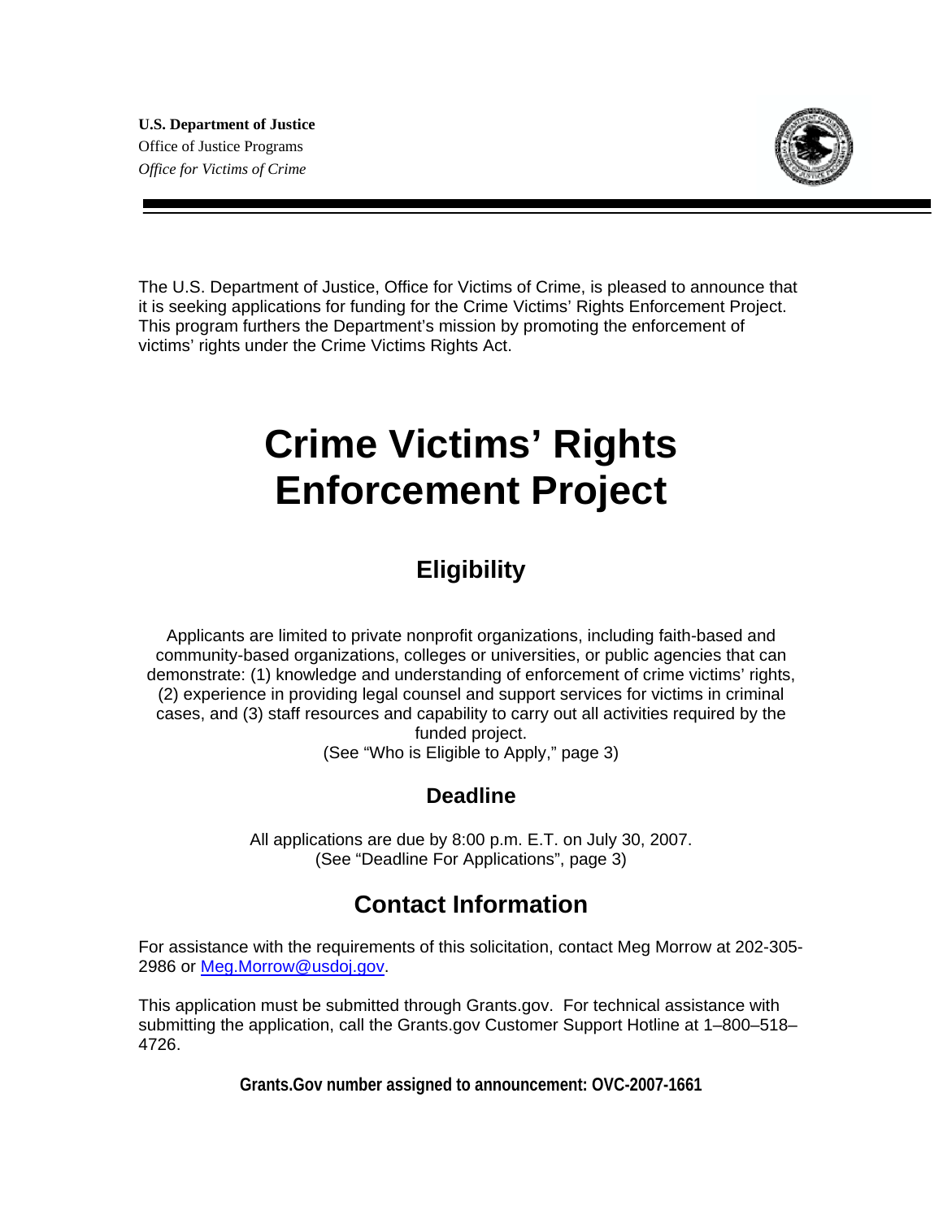**U.S. Department of Justice**
Office of Justice Programs
*Office for Victims of Crime*

The U.S. Department of Justice, Office for Victims of Crime, is pleased to announce that it is seeking applications for funding for the Crime Victims' Rights Enforcement Project. This program furthers the Department's mission by promoting the enforcement of victims' rights under the Crime Victims Rights Act.

# Crime Victims' Rights Enforcement Project

## Eligibility

Applicants are limited to private nonprofit organizations, including faith-based and community-based organizations, colleges or universities, or public agencies that can demonstrate: (1) knowledge and understanding of enforcement of crime victims' rights, (2) experience in providing legal counsel and support services for victims in criminal cases, and (3) staff resources and capability to carry out all activities required by the funded project.
(See "Who is Eligible to Apply," page 3)

### Deadline

All applications are due by 8:00 p.m. E.T. on July 30, 2007.
(See "Deadline For Applications", page 3)

## Contact Information

For assistance with the requirements of this solicitation, contact Meg Morrow at 202-305-2986 or Meg.Morrow@usdoj.gov.

This application must be submitted through Grants.gov. For technical assistance with submitting the application, call the Grants.gov Customer Support Hotline at 1–800–518–4726.

**Grants.Gov number assigned to announcement: OVC-2007-1661**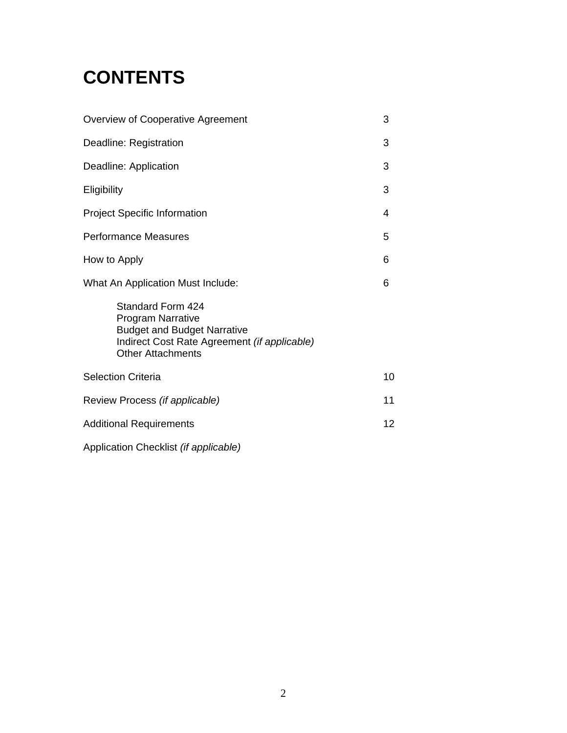# CONTENTS

| | |
|---|---|
| Overview of Cooperative Agreement | 3 |
| Deadline: Registration | 3 |
| Deadline: Application | 3 |
| Eligibility | 3 |
| Project Specific Information | 4 |
| Performance Measures | 5 |
| How to Apply | 6 |
| What An Application Must Include: | 6 |
| Standard Form 424<br>Program Narrative<br>Budget and Budget Narrative<br>Indirect Cost Rate Agreement *(if applicable)*<br>Other Attachments | |
| Selection Criteria | 10 |
| Review Process *(if applicable)* | 11 |
| Additional Requirements | 12 |
| Application Checklist *(if applicable)* | |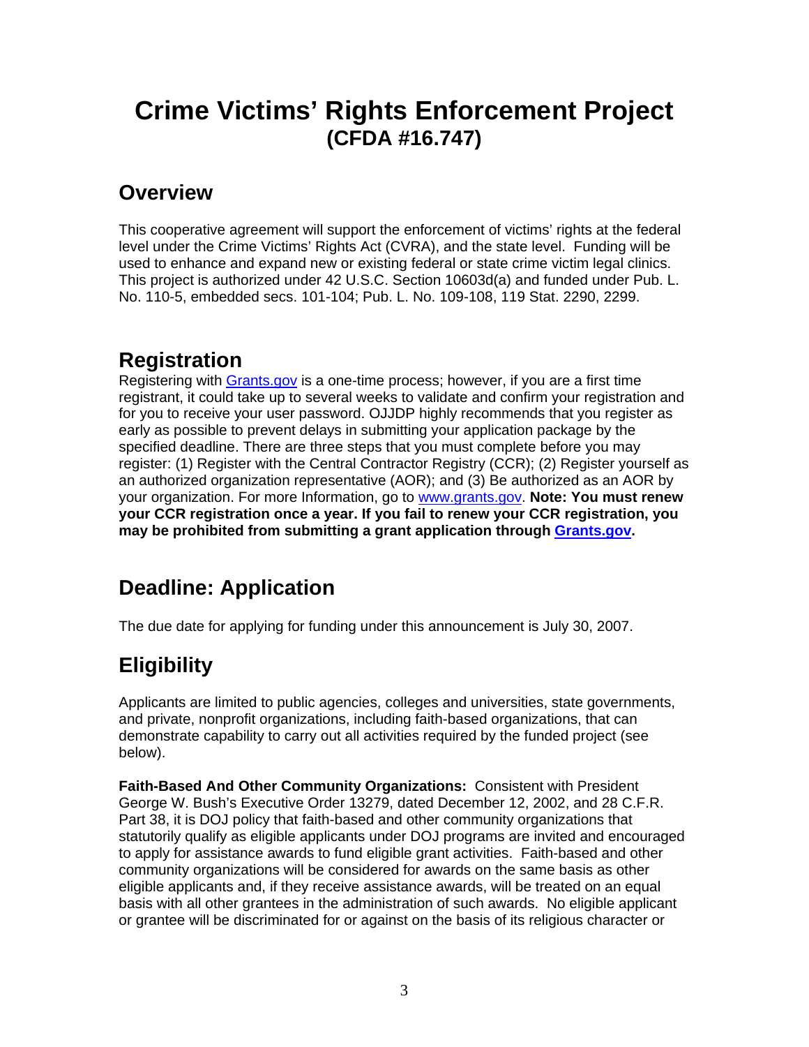# Crime Victims' Rights Enforcement Project
## (CFDA #16.747)

## Overview

This cooperative agreement will support the enforcement of victims' rights at the federal level under the Crime Victims' Rights Act (CVRA), and the state level. Funding will be used to enhance and expand new or existing federal or state crime victim legal clinics. This project is authorized under 42 U.S.C. Section 10603d(a) and funded under Pub. L. No. 110-5, embedded secs. 101-104; Pub. L. No. 109-108, 119 Stat. 2290, 2299.

## Registration

Registering with [Grants.gov](Grants.gov) is a one-time process; however, if you are a first time registrant, it could take up to several weeks to validate and confirm your registration and for you to receive your user password. OJJDP highly recommends that you register as early as possible to prevent delays in submitting your application package by the specified deadline. There are three steps that you must complete before you may register: (1) Register with the Central Contractor Registry (CCR); (2) Register yourself as an authorized organization representative (AOR); and (3) Be authorized as an AOR by your organization. For more Information, go to [www.grants.gov](www.grants.gov). **Note: You must renew your CCR registration once a year. If you fail to renew your CCR registration, you may be prohibited from submitting a grant application through [Grants.gov](Grants.gov).**

## Deadline: Application

The due date for applying for funding under this announcement is July 30, 2007.

## Eligibility

Applicants are limited to public agencies, colleges and universities, state governments, and private, nonprofit organizations, including faith-based organizations, that can demonstrate capability to carry out all activities required by the funded project (see below).

**Faith-Based And Other Community Organizations:** Consistent with President George W. Bush's Executive Order 13279, dated December 12, 2002, and 28 C.F.R. Part 38, it is DOJ policy that faith-based and other community organizations that statutorily qualify as eligible applicants under DOJ programs are invited and encouraged to apply for assistance awards to fund eligible grant activities. Faith-based and other community organizations will be considered for awards on the same basis as other eligible applicants and, if they receive assistance awards, will be treated on an equal basis with all other grantees in the administration of such awards. No eligible applicant or grantee will be discriminated for or against on the basis of its religious character or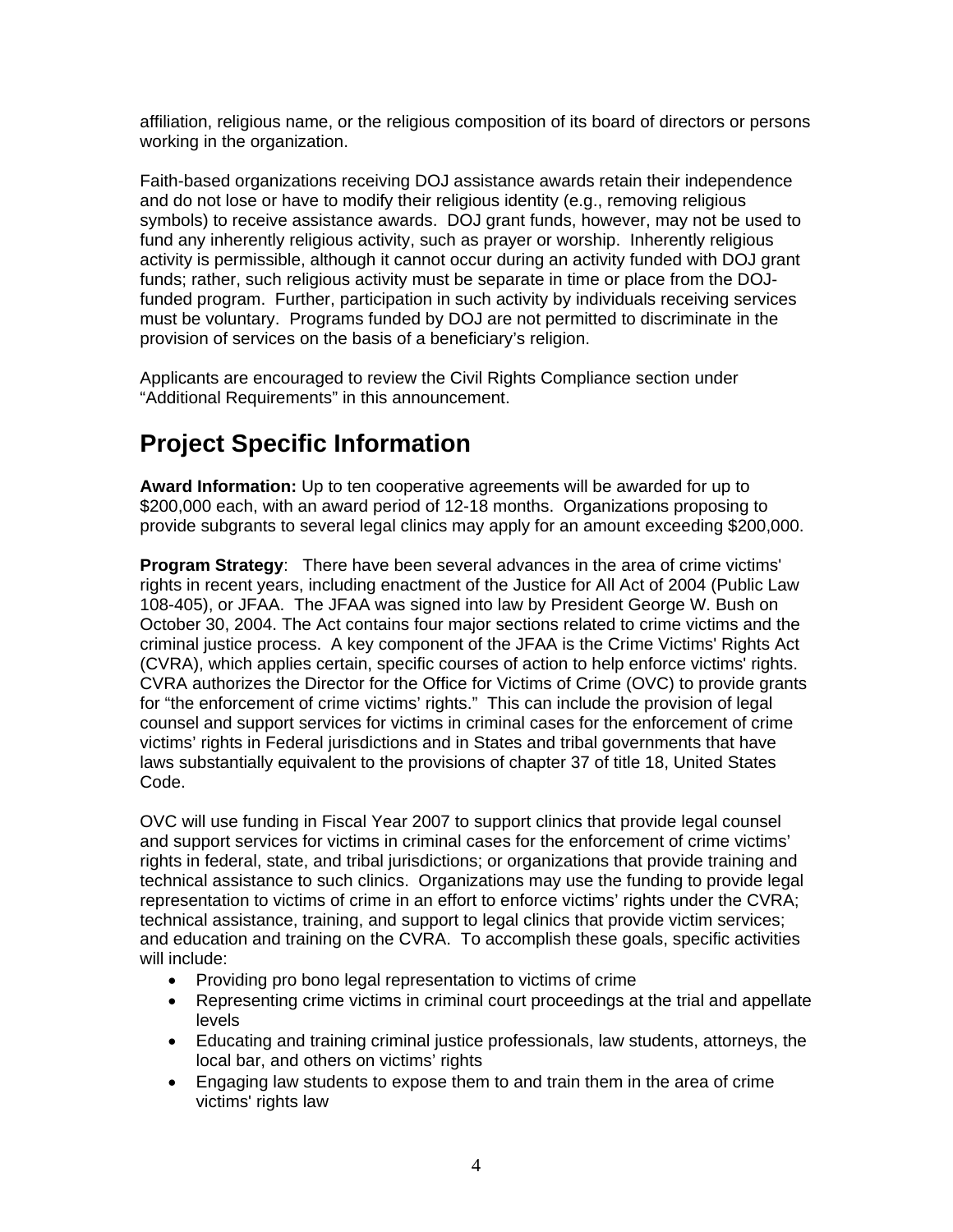affiliation, religious name, or the religious composition of its board of directors or persons working in the organization.

Faith-based organizations receiving DOJ assistance awards retain their independence and do not lose or have to modify their religious identity (e.g., removing religious symbols) to receive assistance awards. DOJ grant funds, however, may not be used to fund any inherently religious activity, such as prayer or worship. Inherently religious activity is permissible, although it cannot occur during an activity funded with DOJ grant funds; rather, such religious activity must be separate in time or place from the DOJ-funded program. Further, participation in such activity by individuals receiving services must be voluntary. Programs funded by DOJ are not permitted to discriminate in the provision of services on the basis of a beneficiary's religion.

Applicants are encouraged to review the Civil Rights Compliance section under "Additional Requirements" in this announcement.

# Project Specific Information

**Award Information:** Up to ten cooperative agreements will be awarded for up to $200,000 each, with an award period of 12-18 months. Organizations proposing to provide subgrants to several legal clinics may apply for an amount exceeding $200,000.

**Program Strategy**: There have been several advances in the area of crime victims' rights in recent years, including enactment of the Justice for All Act of 2004 (Public Law 108-405), or JFAA. The JFAA was signed into law by President George W. Bush on October 30, 2004. The Act contains four major sections related to crime victims and the criminal justice process. A key component of the JFAA is the Crime Victims' Rights Act (CVRA), which applies certain, specific courses of action to help enforce victims' rights. CVRA authorizes the Director for the Office for Victims of Crime (OVC) to provide grants for "the enforcement of crime victims' rights." This can include the provision of legal counsel and support services for victims in criminal cases for the enforcement of crime victims' rights in Federal jurisdictions and in States and tribal governments that have laws substantially equivalent to the provisions of chapter 37 of title 18, United States Code.

OVC will use funding in Fiscal Year 2007 to support clinics that provide legal counsel and support services for victims in criminal cases for the enforcement of crime victims' rights in federal, state, and tribal jurisdictions; or organizations that provide training and technical assistance to such clinics. Organizations may use the funding to provide legal representation to victims of crime in an effort to enforce victims' rights under the CVRA; technical assistance, training, and support to legal clinics that provide victim services; and education and training on the CVRA. To accomplish these goals, specific activities will include:

- Providing pro bono legal representation to victims of crime
- Representing crime victims in criminal court proceedings at the trial and appellate levels
- Educating and training criminal justice professionals, law students, attorneys, the local bar, and others on victims' rights
- Engaging law students to expose them to and train them in the area of crime victims' rights law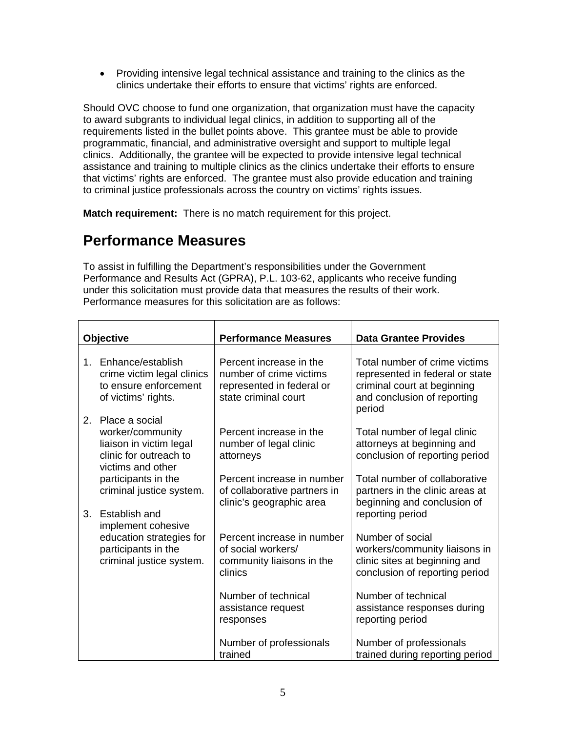- Providing intensive legal technical assistance and training to the clinics as the clinics undertake their efforts to ensure that victims' rights are enforced.

Should OVC choose to fund one organization, that organization must have the capacity to award subgrants to individual legal clinics, in addition to supporting all of the requirements listed in the bullet points above. This grantee must be able to provide programmatic, financial, and administrative oversight and support to multiple legal clinics. Additionally, the grantee will be expected to provide intensive legal technical assistance and training to multiple clinics as the clinics undertake their efforts to ensure that victims' rights are enforced. The grantee must also provide education and training to criminal justice professionals across the country on victims' rights issues.

**Match requirement:** There is no match requirement for this project.

# Performance Measures

To assist in fulfilling the Department's responsibilities under the Government Performance and Results Act (GPRA), P.L. 103-62, applicants who receive funding under this solicitation must provide data that measures the results of their work. Performance measures for this solicitation are as follows:

| Objective | Performance Measures | Data Grantee Provides |
|---|---|---|
| 1. Enhance/establish crime victim legal clinics to ensure enforcement of victims' rights.<br><br>2. Place a social worker/community liaison in victim legal clinic for outreach to victims and other participants in the criminal justice system.<br><br>3. Establish and implement cohesive education strategies for participants in the criminal justice system. | Percent increase in the number of crime victims represented in federal or state criminal court<br><br>Percent increase in the number of legal clinic attorneys<br><br>Percent increase in number of collaborative partners in clinic's geographic area<br><br>Percent increase in number of social workers/ community liaisons in the clinics<br><br>Number of technical assistance request responses<br><br>Number of professionals trained | Total number of crime victims represented in federal or state criminal court at beginning and conclusion of reporting period<br><br>Total number of legal clinic attorneys at beginning and conclusion of reporting period<br><br>Total number of collaborative partners in the clinic areas at beginning and conclusion of reporting period<br><br>Number of social workers/community liaisons in clinic sites at beginning and conclusion of reporting period<br><br>Number of technical assistance responses during reporting period<br><br>Number of professionals trained during reporting period |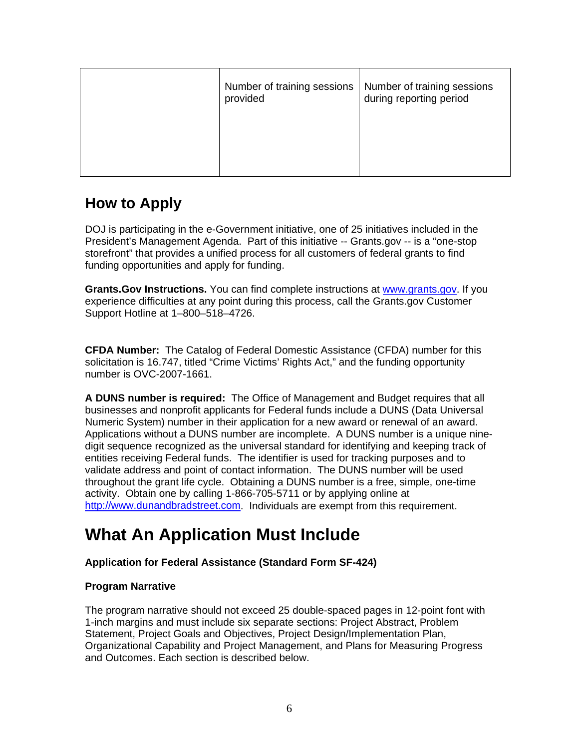| | | |
|---|---|---|
| | Number of training sessions provided | Number of training sessions during reporting period |

## How to Apply

DOJ is participating in the e-Government initiative, one of 25 initiatives included in the President's Management Agenda. Part of this initiative -- Grants.gov -- is a "one-stop storefront" that provides a unified process for all customers of federal grants to find funding opportunities and apply for funding.

**Grants.Gov Instructions.** You can find complete instructions at www.grants.gov. If you experience difficulties at any point during this process, call the Grants.gov Customer Support Hotline at 1–800–518–4726.

**CFDA Number:** The Catalog of Federal Domestic Assistance (CFDA) number for this solicitation is 16.747, titled "Crime Victims' Rights Act," and the funding opportunity number is OVC-2007-1661.

**A DUNS number is required:** The Office of Management and Budget requires that all businesses and nonprofit applicants for Federal funds include a DUNS (Data Universal Numeric System) number in their application for a new award or renewal of an award. Applications without a DUNS number are incomplete. A DUNS number is a unique nine-digit sequence recognized as the universal standard for identifying and keeping track of entities receiving Federal funds. The identifier is used for tracking purposes and to validate address and point of contact information. The DUNS number will be used throughout the grant life cycle. Obtaining a DUNS number is a free, simple, one-time activity. Obtain one by calling 1-866-705-5711 or by applying online at http://www.dunandbradstreet.com. Individuals are exempt from this requirement.

# What An Application Must Include

**Application for Federal Assistance (Standard Form SF-424)**

**Program Narrative**

The program narrative should not exceed 25 double-spaced pages in 12-point font with 1-inch margins and must include six separate sections: Project Abstract, Problem Statement, Project Goals and Objectives, Project Design/Implementation Plan, Organizational Capability and Project Management, and Plans for Measuring Progress and Outcomes. Each section is described below.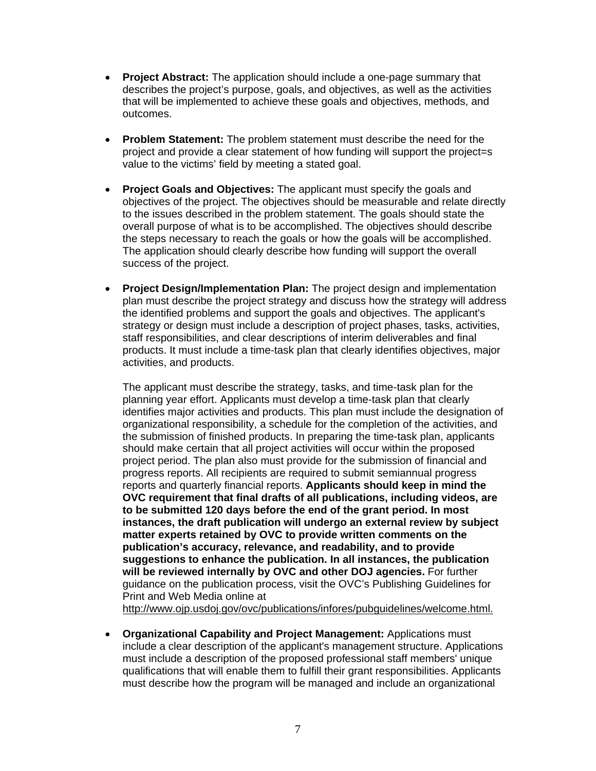- **Project Abstract:** The application should include a one-page summary that describes the project's purpose, goals, and objectives, as well as the activities that will be implemented to achieve these goals and objectives, methods, and outcomes.

- **Problem Statement:** The problem statement must describe the need for the project and provide a clear statement of how funding will support the project=s value to the victims' field by meeting a stated goal.

- **Project Goals and Objectives:** The applicant must specify the goals and objectives of the project. The objectives should be measurable and relate directly to the issues described in the problem statement. The goals should state the overall purpose of what is to be accomplished. The objectives should describe the steps necessary to reach the goals or how the goals will be accomplished. The application should clearly describe how funding will support the overall success of the project.

- **Project Design/Implementation Plan:** The project design and implementation plan must describe the project strategy and discuss how the strategy will address the identified problems and support the goals and objectives. The applicant's strategy or design must include a description of project phases, tasks, activities, staff responsibilities, and clear descriptions of interim deliverables and final products. It must include a time-task plan that clearly identifies objectives, major activities, and products.

  The applicant must describe the strategy, tasks, and time-task plan for the planning year effort. Applicants must develop a time-task plan that clearly identifies major activities and products. This plan must include the designation of organizational responsibility, a schedule for the completion of the activities, and the submission of finished products. In preparing the time-task plan, applicants should make certain that all project activities will occur within the proposed project period. The plan also must provide for the submission of financial and progress reports. All recipients are required to submit semiannual progress reports and quarterly financial reports. **Applicants should keep in mind the OVC requirement that final drafts of all publications, including videos, are to be submitted 120 days before the end of the grant period. In most instances, the draft publication will undergo an external review by subject matter experts retained by OVC to provide written comments on the publication's accuracy, relevance, and readability, and to provide suggestions to enhance the publication. In all instances, the publication will be reviewed internally by OVC and other DOJ agencies.** For further guidance on the publication process, visit the OVC's Publishing Guidelines for Print and Web Media online at http://www.ojp.usdoj.gov/ovc/publications/infores/pubguidelines/welcome.html.

- **Organizational Capability and Project Management:** Applications must include a clear description of the applicant's management structure. Applications must include a description of the proposed professional staff members' unique qualifications that will enable them to fulfill their grant responsibilities. Applicants must describe how the program will be managed and include an organizational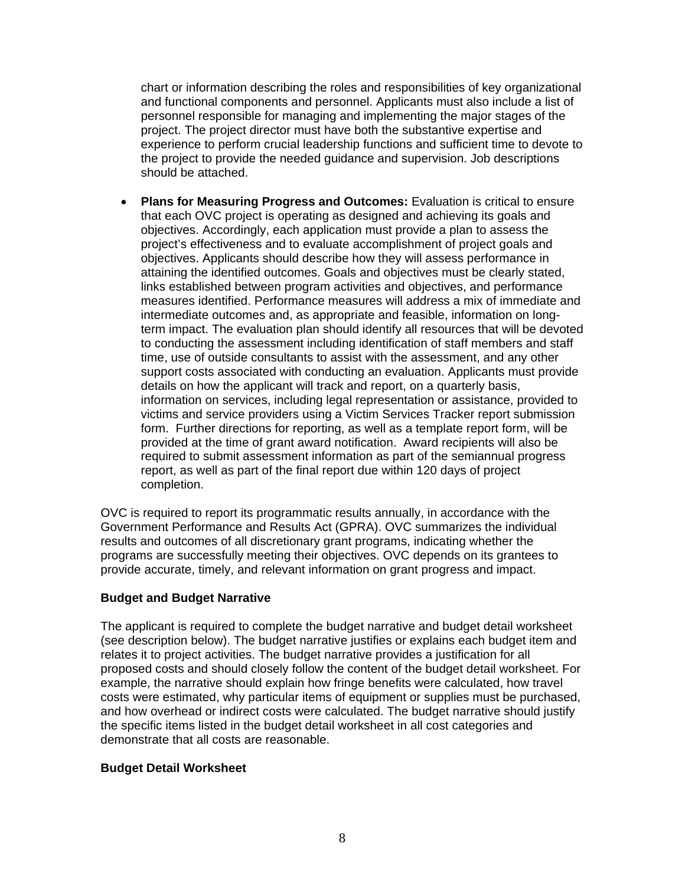chart or information describing the roles and responsibilities of key organizational and functional components and personnel. Applicants must also include a list of personnel responsible for managing and implementing the major stages of the project. The project director must have both the substantive expertise and experience to perform crucial leadership functions and sufficient time to devote to the project to provide the needed guidance and supervision. Job descriptions should be attached.

- **Plans for Measuring Progress and Outcomes:** Evaluation is critical to ensure that each OVC project is operating as designed and achieving its goals and objectives. Accordingly, each application must provide a plan to assess the project's effectiveness and to evaluate accomplishment of project goals and objectives. Applicants should describe how they will assess performance in attaining the identified outcomes. Goals and objectives must be clearly stated, links established between program activities and objectives, and performance measures identified. Performance measures will address a mix of immediate and intermediate outcomes and, as appropriate and feasible, information on long-term impact. The evaluation plan should identify all resources that will be devoted to conducting the assessment including identification of staff members and staff time, use of outside consultants to assist with the assessment, and any other support costs associated with conducting an evaluation. Applicants must provide details on how the applicant will track and report, on a quarterly basis, information on services, including legal representation or assistance, provided to victims and service providers using a Victim Services Tracker report submission form. Further directions for reporting, as well as a template report form, will be provided at the time of grant award notification. Award recipients will also be required to submit assessment information as part of the semiannual progress report, as well as part of the final report due within 120 days of project completion.

OVC is required to report its programmatic results annually, in accordance with the Government Performance and Results Act (GPRA). OVC summarizes the individual results and outcomes of all discretionary grant programs, indicating whether the programs are successfully meeting their objectives. OVC depends on its grantees to provide accurate, timely, and relevant information on grant progress and impact.

**Budget and Budget Narrative**

The applicant is required to complete the budget narrative and budget detail worksheet (see description below). The budget narrative justifies or explains each budget item and relates it to project activities. The budget narrative provides a justification for all proposed costs and should closely follow the content of the budget detail worksheet. For example, the narrative should explain how fringe benefits were calculated, how travel costs were estimated, why particular items of equipment or supplies must be purchased, and how overhead or indirect costs were calculated. The budget narrative should justify the specific items listed in the budget detail worksheet in all cost categories and demonstrate that all costs are reasonable.

**Budget Detail Worksheet**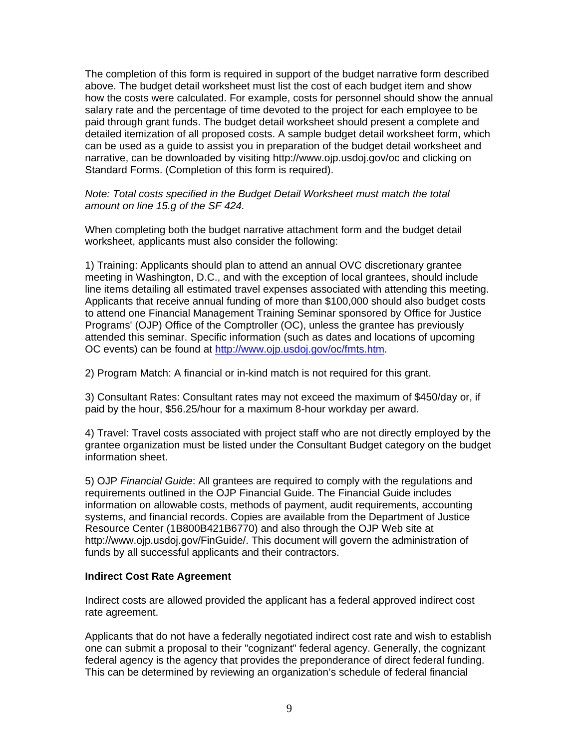The completion of this form is required in support of the budget narrative form described above. The budget detail worksheet must list the cost of each budget item and show how the costs were calculated. For example, costs for personnel should show the annual salary rate and the percentage of time devoted to the project for each employee to be paid through grant funds. The budget detail worksheet should present a complete and detailed itemization of all proposed costs. A sample budget detail worksheet form, which can be used as a guide to assist you in preparation of the budget detail worksheet and narrative, can be downloaded by visiting http://www.ojp.usdoj.gov/oc and clicking on Standard Forms. (Completion of this form is required).

*Note: Total costs specified in the Budget Detail Worksheet must match the total amount on line 15.g of the SF 424.*

When completing both the budget narrative attachment form and the budget detail worksheet, applicants must also consider the following:

1) Training: Applicants should plan to attend an annual OVC discretionary grantee meeting in Washington, D.C., and with the exception of local grantees, should include line items detailing all estimated travel expenses associated with attending this meeting. Applicants that receive annual funding of more than $100,000 should also budget costs to attend one Financial Management Training Seminar sponsored by Office for Justice Programs' (OJP) Office of the Comptroller (OC), unless the grantee has previously attended this seminar. Specific information (such as dates and locations of upcoming OC events) can be found at http://www.ojp.usdoj.gov/oc/fmts.htm.

2) Program Match: A financial or in-kind match is not required for this grant.

3) Consultant Rates: Consultant rates may not exceed the maximum of $450/day or, if paid by the hour, $56.25/hour for a maximum 8-hour workday per award.

4) Travel: Travel costs associated with project staff who are not directly employed by the grantee organization must be listed under the Consultant Budget category on the budget information sheet.

5) OJP *Financial Guide*: All grantees are required to comply with the regulations and requirements outlined in the OJP Financial Guide. The Financial Guide includes information on allowable costs, methods of payment, audit requirements, accounting systems, and financial records. Copies are available from the Department of Justice Resource Center (1B800B421B6770) and also through the OJP Web site at http://www.ojp.usdoj.gov/FinGuide/. This document will govern the administration of funds by all successful applicants and their contractors.

**Indirect Cost Rate Agreement**

Indirect costs are allowed provided the applicant has a federal approved indirect cost rate agreement.

Applicants that do not have a federally negotiated indirect cost rate and wish to establish one can submit a proposal to their "cognizant" federal agency. Generally, the cognizant federal agency is the agency that provides the preponderance of direct federal funding. This can be determined by reviewing an organization's schedule of federal financial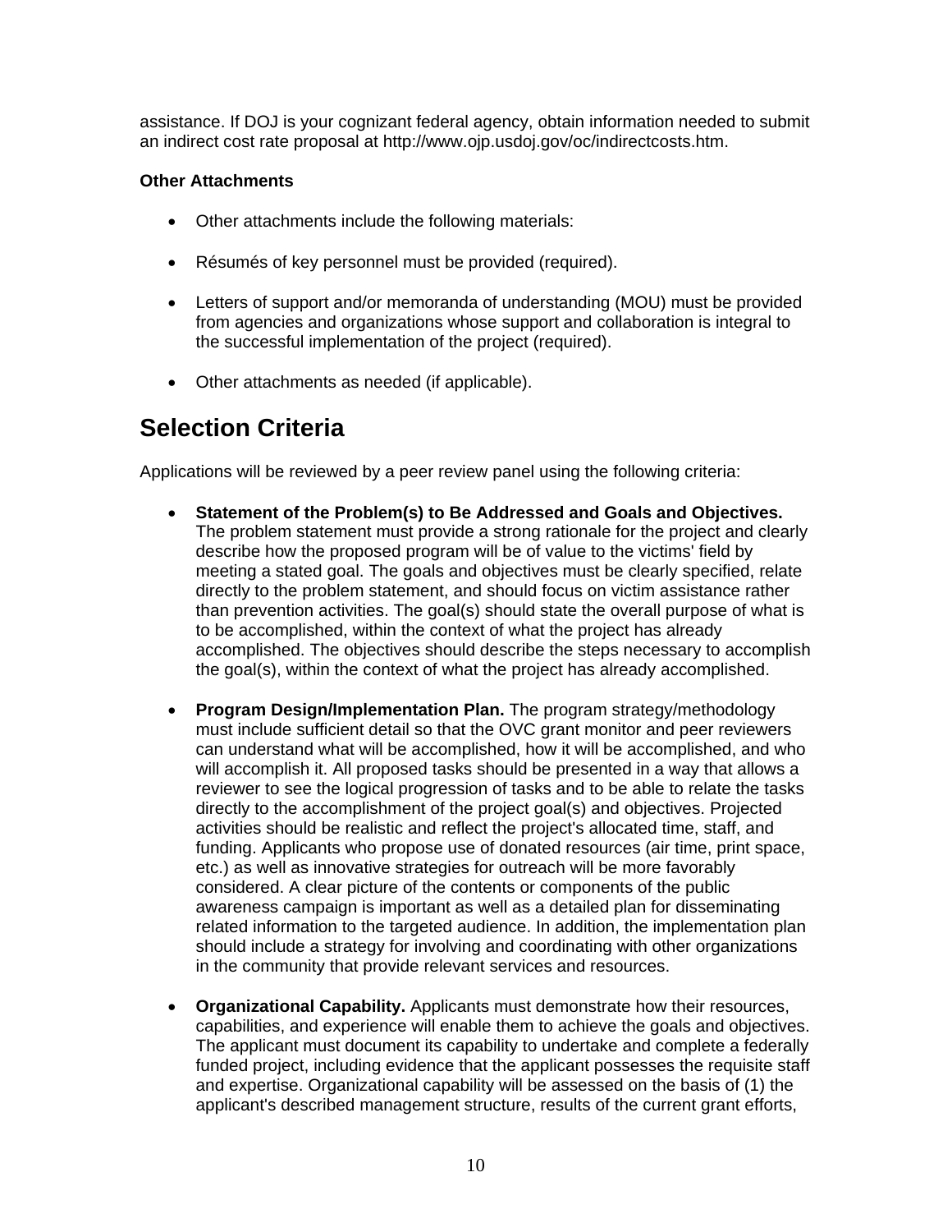assistance. If DOJ is your cognizant federal agency, obtain information needed to submit an indirect cost rate proposal at http://www.ojp.usdoj.gov/oc/indirectcosts.htm.

**Other Attachments**

- Other attachments include the following materials:
- Résumés of key personnel must be provided (required).
- Letters of support and/or memoranda of understanding (MOU) must be provided from agencies and organizations whose support and collaboration is integral to the successful implementation of the project (required).
- Other attachments as needed (if applicable).

## Selection Criteria

Applications will be reviewed by a peer review panel using the following criteria:

- **Statement of the Problem(s) to Be Addressed and Goals and Objectives.** The problem statement must provide a strong rationale for the project and clearly describe how the proposed program will be of value to the victims' field by meeting a stated goal. The goals and objectives must be clearly specified, relate directly to the problem statement, and should focus on victim assistance rather than prevention activities. The goal(s) should state the overall purpose of what is to be accomplished, within the context of what the project has already accomplished. The objectives should describe the steps necessary to accomplish the goal(s), within the context of what the project has already accomplished.

- **Program Design/Implementation Plan.** The program strategy/methodology must include sufficient detail so that the OVC grant monitor and peer reviewers can understand what will be accomplished, how it will be accomplished, and who will accomplish it. All proposed tasks should be presented in a way that allows a reviewer to see the logical progression of tasks and to be able to relate the tasks directly to the accomplishment of the project goal(s) and objectives. Projected activities should be realistic and reflect the project's allocated time, staff, and funding. Applicants who propose use of donated resources (air time, print space, etc.) as well as innovative strategies for outreach will be more favorably considered. A clear picture of the contents or components of the public awareness campaign is important as well as a detailed plan for disseminating related information to the targeted audience. In addition, the implementation plan should include a strategy for involving and coordinating with other organizations in the community that provide relevant services and resources.

- **Organizational Capability.** Applicants must demonstrate how their resources, capabilities, and experience will enable them to achieve the goals and objectives. The applicant must document its capability to undertake and complete a federally funded project, including evidence that the applicant possesses the requisite staff and expertise. Organizational capability will be assessed on the basis of (1) the applicant's described management structure, results of the current grant efforts,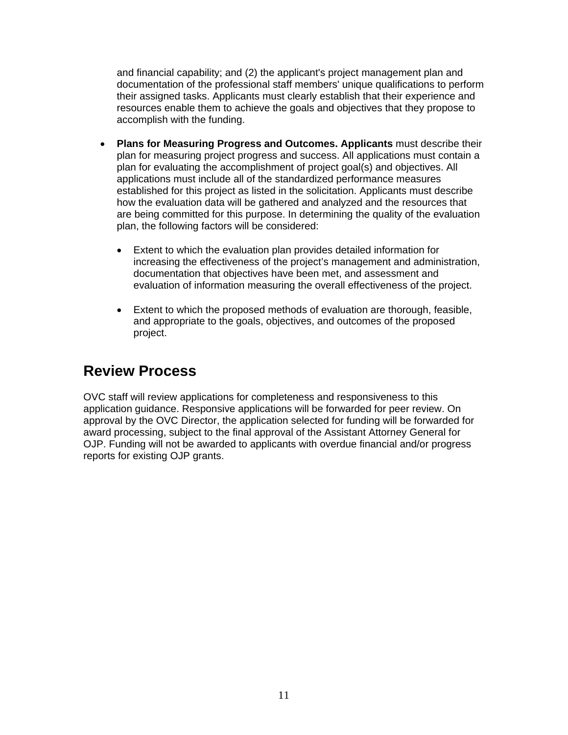and financial capability; and (2) the applicant's project management plan and documentation of the professional staff members' unique qualifications to perform their assigned tasks. Applicants must clearly establish that their experience and resources enable them to achieve the goals and objectives that they propose to accomplish with the funding.

- **Plans for Measuring Progress and Outcomes. Applicants** must describe their plan for measuring project progress and success. All applications must contain a plan for evaluating the accomplishment of project goal(s) and objectives. All applications must include all of the standardized performance measures established for this project as listed in the solicitation. Applicants must describe how the evaluation data will be gathered and analyzed and the resources that are being committed for this purpose. In determining the quality of the evaluation plan, the following factors will be considered:

  - Extent to which the evaluation plan provides detailed information for increasing the effectiveness of the project's management and administration, documentation that objectives have been met, and assessment and evaluation of information measuring the overall effectiveness of the project.

  - Extent to which the proposed methods of evaluation are thorough, feasible, and appropriate to the goals, objectives, and outcomes of the proposed project.

## Review Process

OVC staff will review applications for completeness and responsiveness to this application guidance. Responsive applications will be forwarded for peer review. On approval by the OVC Director, the application selected for funding will be forwarded for award processing, subject to the final approval of the Assistant Attorney General for OJP. Funding will not be awarded to applicants with overdue financial and/or progress reports for existing OJP grants.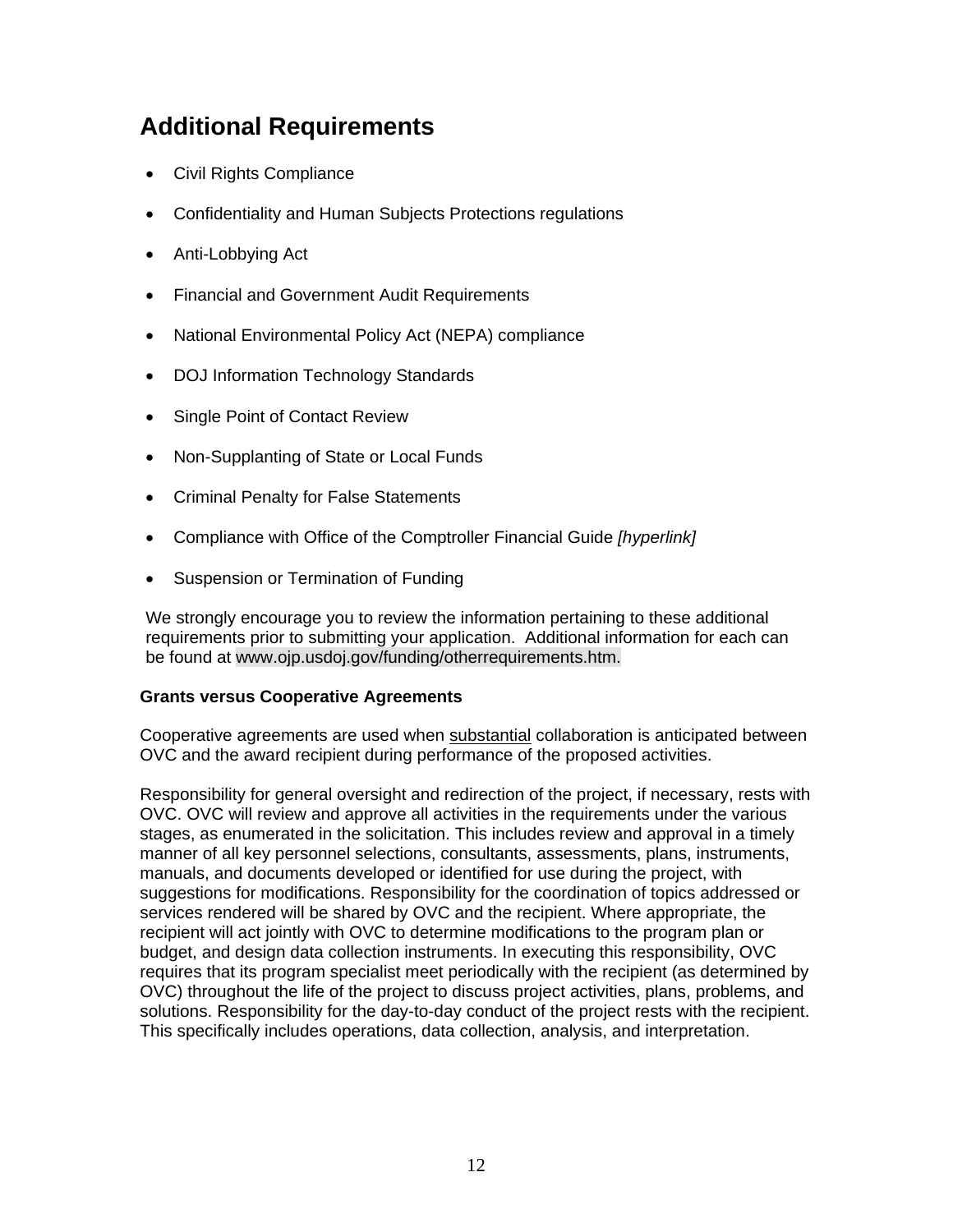## Additional Requirements

- Civil Rights Compliance
- Confidentiality and Human Subjects Protections regulations
- Anti-Lobbying Act
- Financial and Government Audit Requirements
- National Environmental Policy Act (NEPA) compliance
- DOJ Information Technology Standards
- Single Point of Contact Review
- Non-Supplanting of State or Local Funds
- Criminal Penalty for False Statements
- Compliance with Office of the Comptroller Financial Guide *[hyperlink]*
- Suspension or Termination of Funding

We strongly encourage you to review the information pertaining to these additional requirements prior to submitting your application. Additional information for each can be found at www.ojp.usdoj.gov/funding/otherrequirements.htm.

**Grants versus Cooperative Agreements**

Cooperative agreements are used when substantial collaboration is anticipated between OVC and the award recipient during performance of the proposed activities.

Responsibility for general oversight and redirection of the project, if necessary, rests with OVC. OVC will review and approve all activities in the requirements under the various stages, as enumerated in the solicitation. This includes review and approval in a timely manner of all key personnel selections, consultants, assessments, plans, instruments, manuals, and documents developed or identified for use during the project, with suggestions for modifications. Responsibility for the coordination of topics addressed or services rendered will be shared by OVC and the recipient. Where appropriate, the recipient will act jointly with OVC to determine modifications to the program plan or budget, and design data collection instruments. In executing this responsibility, OVC requires that its program specialist meet periodically with the recipient (as determined by OVC) throughout the life of the project to discuss project activities, plans, problems, and solutions. Responsibility for the day-to-day conduct of the project rests with the recipient. This specifically includes operations, data collection, analysis, and interpretation.